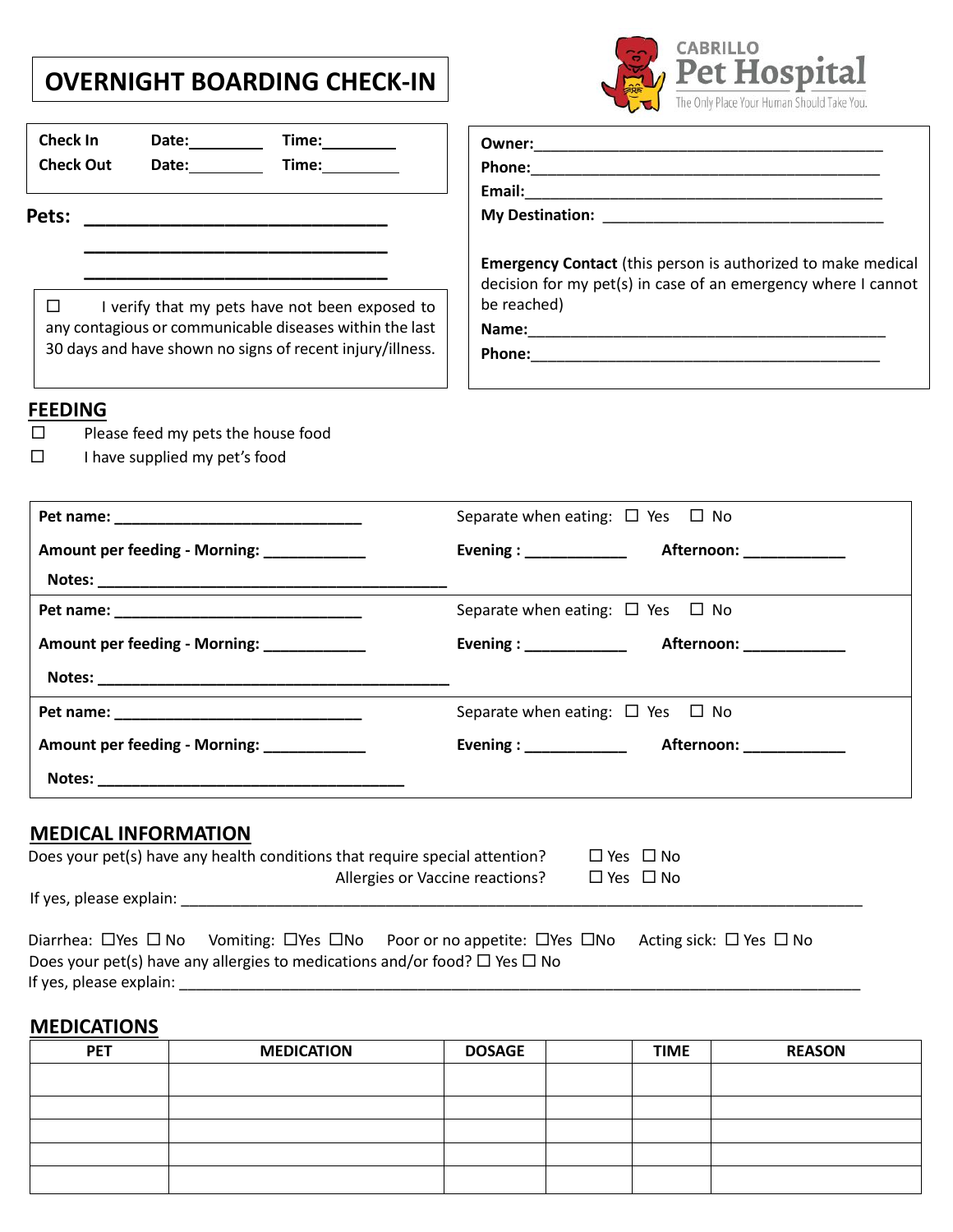# OVERNIGHT BOARDING CHECK-IN

CABRILLO
Pet Hospital
The Only Place Your Human Should Take You.

**Check In** **Date:**________ **Time:**________
**Check Out** **Date:**________ **Time:**________

**Pets:** ______________________________
______________________________
______________________________

☐ I verify that my pets have not been exposed to any contagious or communicable diseases within the last 30 days and have shown no signs of recent injury/illness.

**Owner:**________________________________________
**Phone:**________________________________________
**Email:**________________________________________
**My Destination:** ________________________________

**Emergency Contact** (this person is authorized to make medical decision for my pet(s) in case of an emergency where I cannot be reached)
**Name:**________________________________________
**Phone:**________________________________________

## FEEDING

☐ Please feed my pets the house food
☐ I have supplied my pet's food

**Pet name:** ____________________________ Separate when eating: ☐ Yes ☐ No
**Amount per feeding - Morning:** ___________ **Evening :** ___________ **Afternoon:** ___________
**Notes:** ________________________________________

**Pet name:** ____________________________ Separate when eating: ☐ Yes ☐ No
**Amount per feeding - Morning:** ___________ **Evening :** ___________ **Afternoon:** ___________
**Notes:** ________________________________________

**Pet name:** ____________________________ Separate when eating: ☐ Yes ☐ No
**Amount per feeding - Morning:** ___________ **Evening :** ___________ **Afternoon:** ___________
**Notes:** ____________________________________

## MEDICAL INFORMATION

Does your pet(s) have any health conditions that require special attention? ☐ Yes ☐ No
Allergies or Vaccine reactions? ☐ Yes ☐ No
If yes, please explain: ________________________________________________________________

Diarrhea: ☐Yes ☐ No Vomiting: ☐Yes ☐No Poor or no appetite: ☐Yes ☐No Acting sick: ☐ Yes ☐ No
Does your pet(s) have any allergies to medications and/or food? ☐ Yes ☐ No
If yes, please explain: ________________________________________________________________

## MEDICATIONS

| PET | MEDICATION | DOSAGE | | TIME | REASON |
|---|---|---|---|---|---|
| | | | | | |
| | | | | | |
| | | | | | |
| | | | | | |
| | | | | | |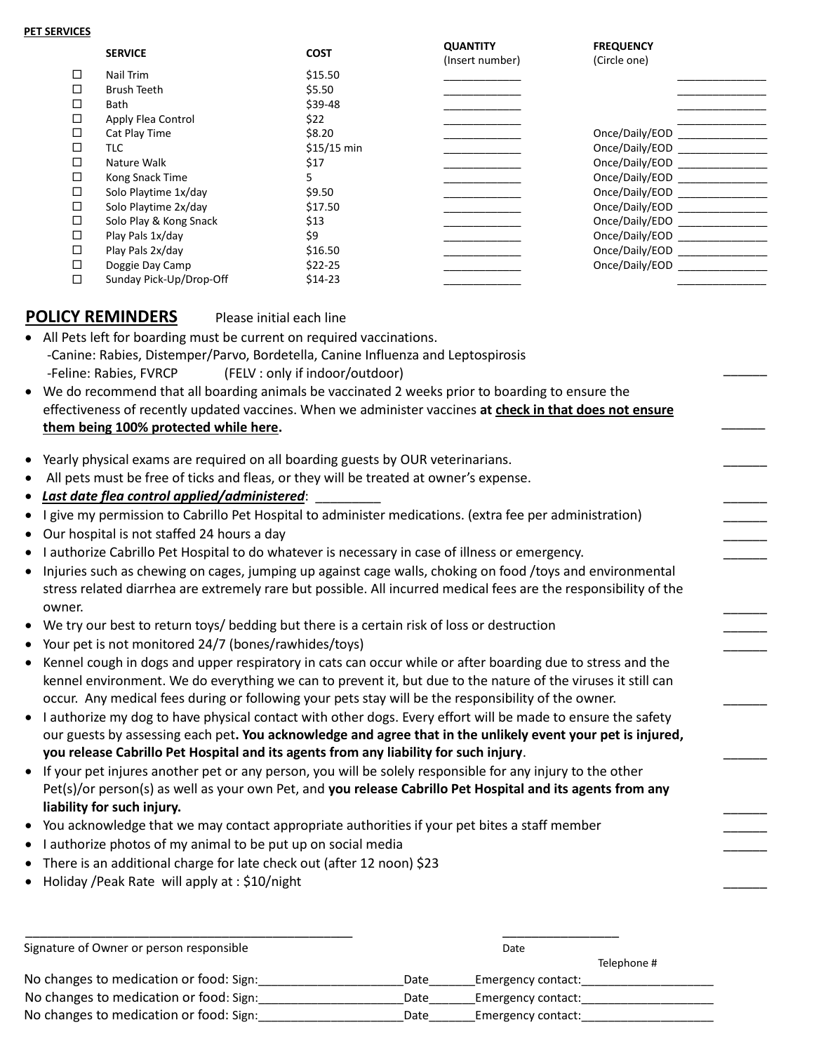**PET SERVICES**

| | SERVICE | COST | QUANTITY (Insert number) | FREQUENCY (Circle one) | |
|---|---|---|---|---|---|
| ☐ | Nail Trim | $15.50 | ____________ | | ______________ |
| ☐ | Brush Teeth | $5.50 | ____________ | | ______________ |
| ☐ | Bath | $39-48 | ____________ | | ______________ |
| ☐ | Apply Flea Control | $22 | ____________ | | ______________ |
| ☐ | Cat Play Time | $8.20 | ____________ | Once/Daily/EOD | ______________ |
| ☐ | TLC | $15/15 min | ____________ | Once/Daily/EOD | ______________ |
| ☐ | Nature Walk | $17 | ____________ | Once/Daily/EOD | ______________ |
| ☐ | Kong Snack Time | 5 | ____________ | Once/Daily/EOD | ______________ |
| ☐ | Solo Playtime 1x/day | $9.50 | ____________ | Once/Daily/EOD | ______________ |
| ☐ | Solo Playtime 2x/day | $17.50 | ____________ | Once/Daily/EOD | ______________ |
| ☐ | Solo Play & Kong Snack | $13 | ____________ | Once/Daily/EDO | ______________ |
| ☐ | Play Pals 1x/day | $9 | ____________ | Once/Daily/EOD | ______________ |
| ☐ | Play Pals 2x/day | $16.50 | ____________ | Once/Daily/EOD | ______________ |
| ☐ | Doggie Day Camp | $22-25 | ____________ | Once/Daily/EOD | ______________ |
| ☐ | Sunday Pick-Up/Drop-Off | $14-23 | ____________ | | ______________ |

## POLICY REMINDERS

Please initial each line

- All Pets left for boarding must be current on required vaccinations.
  -Canine: Rabies, Distemper/Parvo, Bordetella, Canine Influenza and Leptospirosis
  -Feline: Rabies, FVRCP (FELV : only if indoor/outdoor) ______
- We do recommend that all boarding animals be vaccinated 2 weeks prior to boarding to ensure the effectiveness of recently updated vaccines. When we administer vaccines **at <u>check in that does not ensure them being 100% protected while here</u>.** ______
- Yearly physical exams are required on all boarding guests by OUR veterinarians. ______
- All pets must be free of ticks and fleas, or they will be treated at owner's expense.
- ***<u>Last date flea control applied/administered</u>***: _________ ______
- I give my permission to Cabrillo Pet Hospital to administer medications. (extra fee per administration) ______
- Our hospital is not staffed 24 hours a day ______
- I authorize Cabrillo Pet Hospital to do whatever is necessary in case of illness or emergency. ______
- Injuries such as chewing on cages, jumping up against cage walls, choking on food /toys and environmental stress related diarrhea are extremely rare but possible. All incurred medical fees are the responsibility of the owner. ______
- We try our best to return toys/ bedding but there is a certain risk of loss or destruction ______
- Your pet is not monitored 24/7 (bones/rawhides/toys) ______
- Kennel cough in dogs and upper respiratory in cats can occur while or after boarding due to stress and the kennel environment. We do everything we can to prevent it, but due to the nature of the viruses it still can occur. Any medical fees during or following your pets stay will be the responsibility of the owner. ______
- I authorize my dog to have physical contact with other dogs. Every effort will be made to ensure the safety our guests by assessing each pet**. You acknowledge and agree that in the unlikely event your pet is injured, you release Cabrillo Pet Hospital and its agents from any liability for such injury**. ______
- If your pet injures another pet or any person, you will be solely responsible for any injury to the other Pet(s)/or person(s) as well as your own Pet, and **you release Cabrillo Pet Hospital and its agents from any liability for such injury.** ______
- You acknowledge that we may contact appropriate authorities if your pet bites a staff member ______
- I authorize photos of my animal to be put up on social media ______
- There is an additional charge for late check out (after 12 noon) $23
- Holiday /Peak Rate will apply at : $10/night ______

______________________________________________ _________________

Signature of Owner or person responsible Date

Telephone #

No changes to medication or food: Sign:____________________Date_______Emergency contact:___________________

No changes to medication or food: Sign:____________________Date_______Emergency contact:___________________

No changes to medication or food: Sign:____________________Date_______Emergency contact:___________________